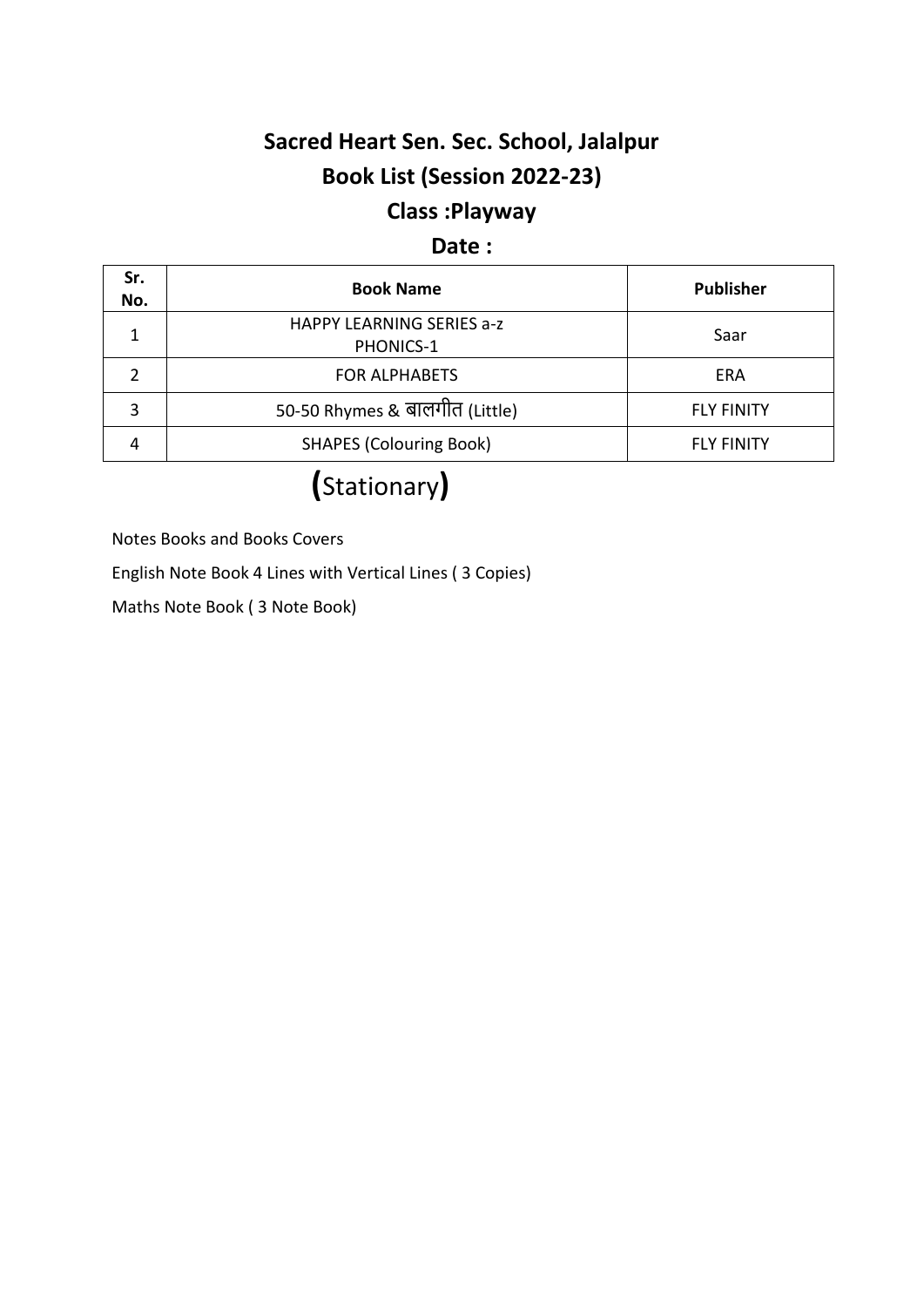# Sacred Heart Sen. Sec. School, Jalalpur

## Book List (Session 2022-23)

## Class :Playway

## Date :

| Sr. No. | Book Name | Publisher |
|---|---|---|
| 1 | HAPPY LEARNING SERIES a-z PHONICS-1 | Saar |
| 2 | FOR ALPHABETS | ERA |
| 3 | 50-50 Rhymes & बालगीत (Little) | FLY FINITY |
| 4 | SHAPES (Colouring Book) | FLY FINITY |

## (Stationary)

Notes Books and Books Covers

English Note Book 4 Lines with Vertical Lines ( 3 Copies)

Maths Note Book ( 3 Note Book)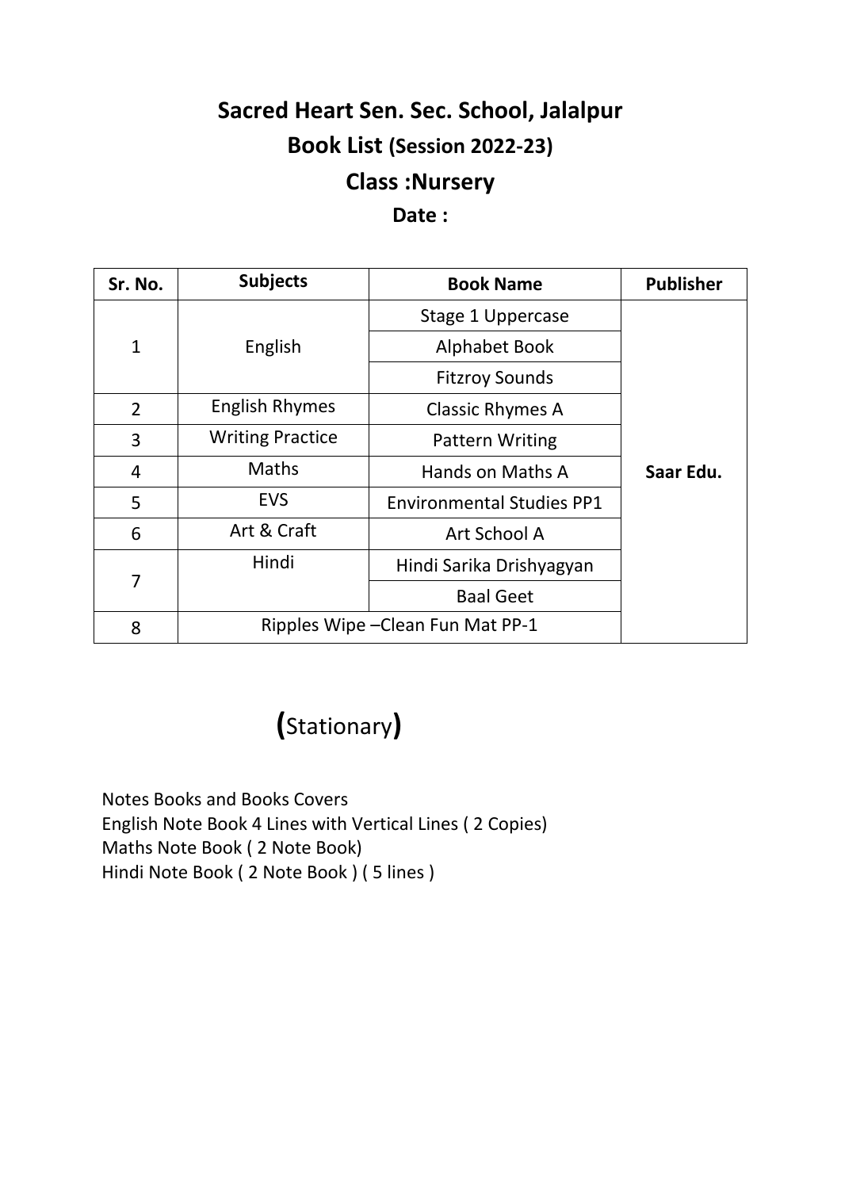# Sacred Heart Sen. Sec. School, Jalalpur

## Book List (Session 2022-23)

## Class :Nursery

**Date :**

| Sr. No. | Subjects | Book Name | Publisher |
|---|---|---|---|
| 1 | English | Stage 1 Uppercase | Saar Edu. |
| | | Alphabet Book | |
| | | Fitzroy Sounds | |
| 2 | English Rhymes | Classic Rhymes A | |
| 3 | Writing Practice | Pattern Writing | |
| 4 | Maths | Hands on Maths A | |
| 5 | EVS | Environmental Studies PP1 | |
| 6 | Art & Craft | Art School A | |
| 7 | Hindi | Hindi Sarika Drishyagyan | |
| | | Baal Geet | |
| 8 | Ripples Wipe –Clean Fun Mat PP-1 | | |

## (Stationary)

Notes Books and Books Covers
English Note Book 4 Lines with Vertical Lines ( 2 Copies)
Maths Note Book ( 2 Note Book)
Hindi Note Book ( 2 Note Book ) ( 5 lines )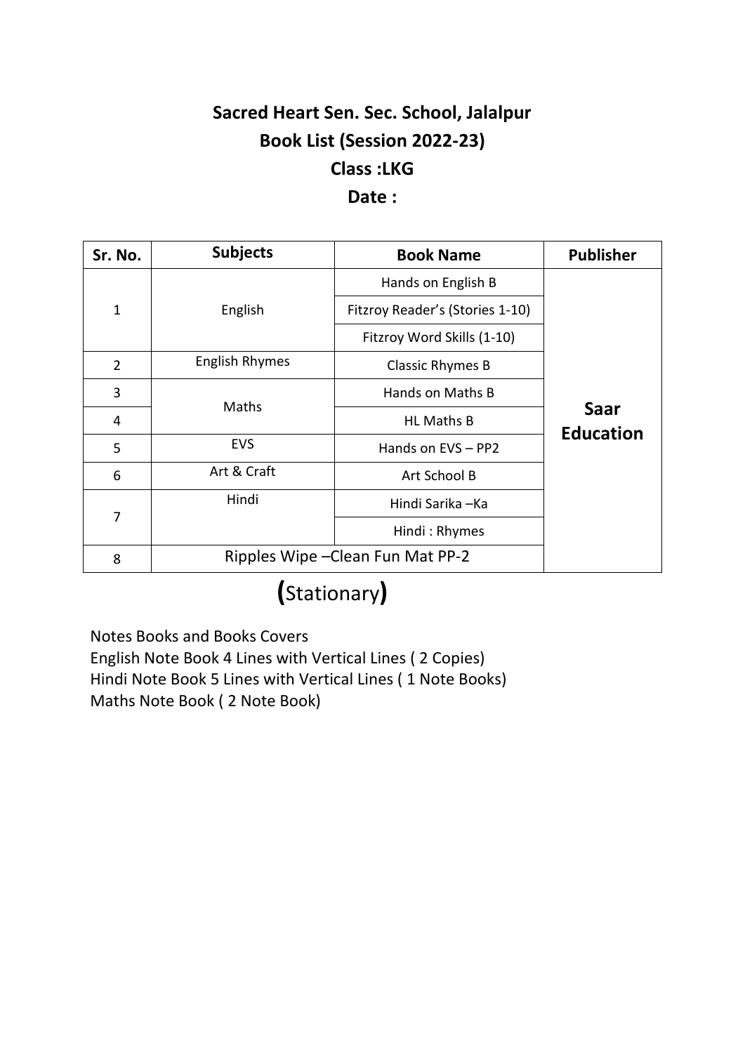# Sacred Heart Sen. Sec. School, Jalalpur

## Book List (Session 2022-23)

## Class :LKG

## Date :

| Sr. No. | Subjects | Book Name | Publisher |
|---|---|---|---|
| 1 | English | Hands on English B | Saar Education |
| | | Fitzroy Reader's (Stories 1-10) | |
| | | Fitzroy Word Skills (1-10) | |
| 2 | English Rhymes | Classic Rhymes B | |
| 3 | Maths | Hands on Maths B | |
| 4 | | HL Maths B | |
| 5 | EVS | Hands on EVS – PP2 | |
| 6 | Art & Craft | Art School B | |
| 7 | Hindi | Hindi Sarika –Ka | |
| | | Hindi : Rhymes | |
| 8 | Ripples Wipe –Clean Fun Mat PP-2 | | |

## **(**Stationary**)**

Notes Books and Books Covers

English Note Book 4 Lines with Vertical Lines ( 2 Copies)

Hindi Note Book 5 Lines with Vertical Lines ( 1 Note Books)

Maths Note Book ( 2 Note Book)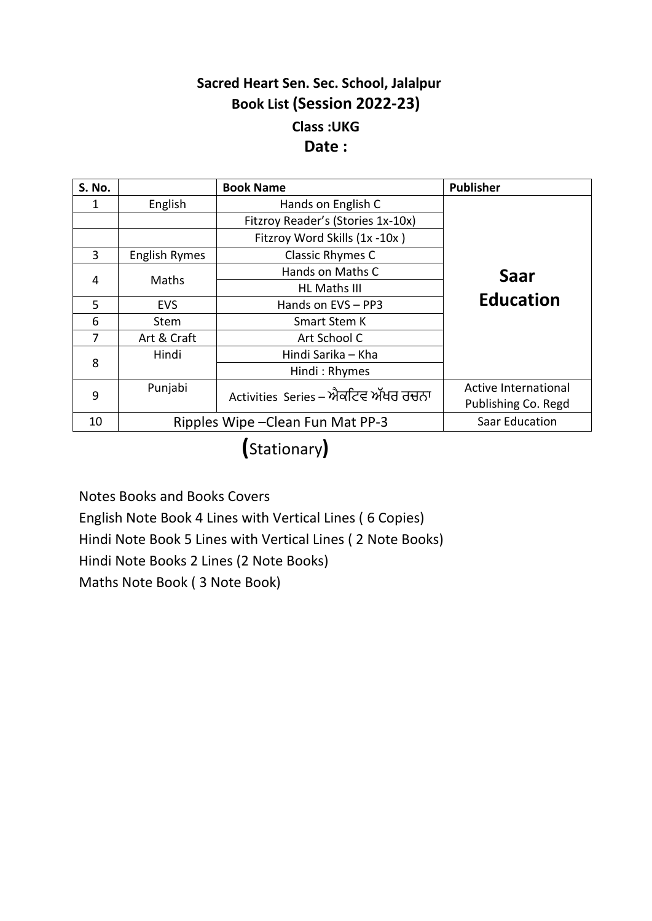## Sacred Heart Sen. Sec. School, Jalalpur

### Book List (Session 2022-23)

### Class :UKG

### Date :

| S. No. | | Book Name | Publisher |
|---|---|---|---|
| 1 | English | Hands on English C | **Saar Education** |
| | | Fitzroy Reader's (Stories 1x-10x) | |
| | | Fitzroy Word Skills (1x -10x ) | |
| 3 | English Rymes | Classic Rhymes C | |
| 4 | Maths | Hands on Maths C | |
| | | HL Maths III | |
| 5 | EVS | Hands on EVS – PP3 | |
| 6 | Stem | Smart Stem K | |
| 7 | Art & Craft | Art School C | |
| 8 | Hindi | Hindi Sarika – Kha | |
| | | Hindi : Rhymes | |
| 9 | Punjabi | Activities Series – ਐਕਟਿਵ ਅੱਖਰ ਰਚਨਾ | Active International Publishing Co. Regd |
| 10 | Ripples Wipe –Clean Fun Mat PP-3 | | Saar Education |

**(**Stationary**)**

Notes Books and Books Covers

English Note Book 4 Lines with Vertical Lines ( 6 Copies)

Hindi Note Book 5 Lines with Vertical Lines ( 2 Note Books)

Hindi Note Books 2 Lines (2 Note Books)

Maths Note Book ( 3 Note Book)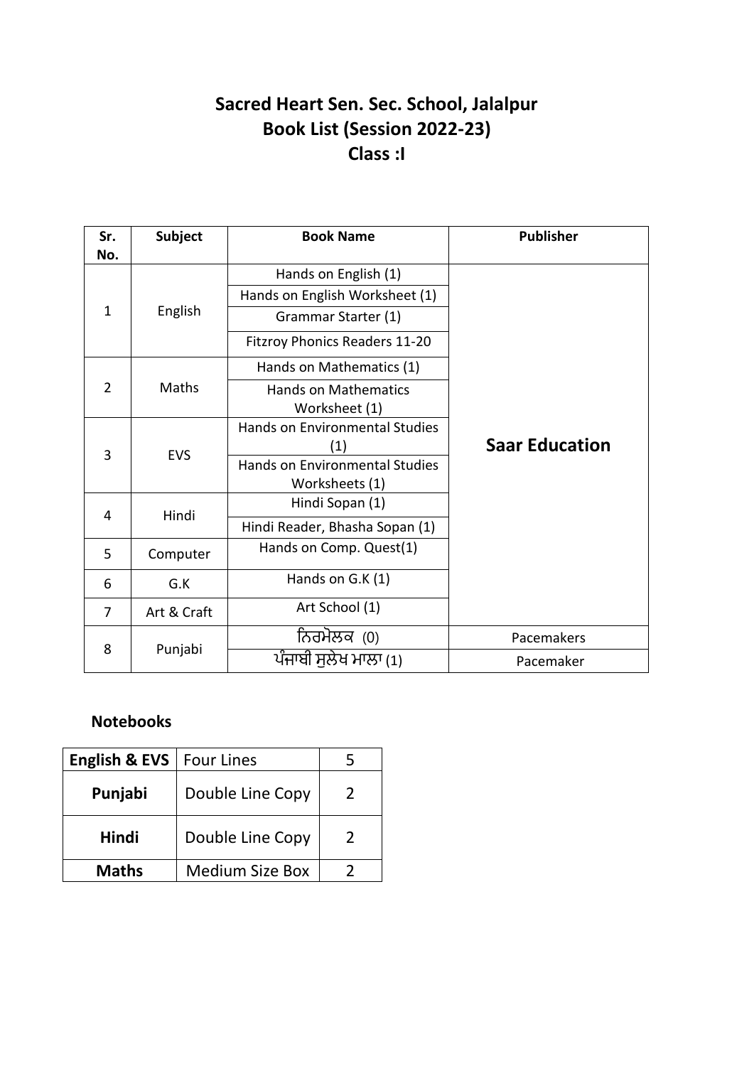# Sacred Heart Sen. Sec. School, Jalalpur
## Book List (Session 2022-23)
## Class :I

| Sr. No. | Subject | Book Name | Publisher |
|---|---|---|---|
| 1 | English | Hands on English (1) | Saar Education |
| | | Hands on English Worksheet (1) | |
| | | Grammar Starter (1) | |
| | | Fitzroy Phonics Readers 11-20 | |
| 2 | Maths | Hands on Mathematics (1) | |
| | | Hands on Mathematics Worksheet (1) | |
| 3 | EVS | Hands on Environmental Studies (1) | |
| | | Hands on Environmental Studies Worksheets (1) | |
| 4 | Hindi | Hindi Sopan (1) | |
| | | Hindi Reader, Bhasha Sopan (1) | |
| 5 | Computer | Hands on Comp. Quest(1) | |
| 6 | G.K | Hands on G.K (1) | |
| 7 | Art & Craft | Art School (1) | |
| 8 | Punjabi | ਨਿਰਮੋਲਕ (0) | Pacemakers |
| | | ਪੰਜਾਬੀ ਸੁਲੇਖ ਮਾਲਾ (1) | Pacemaker |

### Notebooks

| | | |
|---|---|---|
| **English & EVS** | Four Lines | 5 |
| **Punjabi** | Double Line Copy | 2 |
| **Hindi** | Double Line Copy | 2 |
| **Maths** | Medium Size Box | 2 |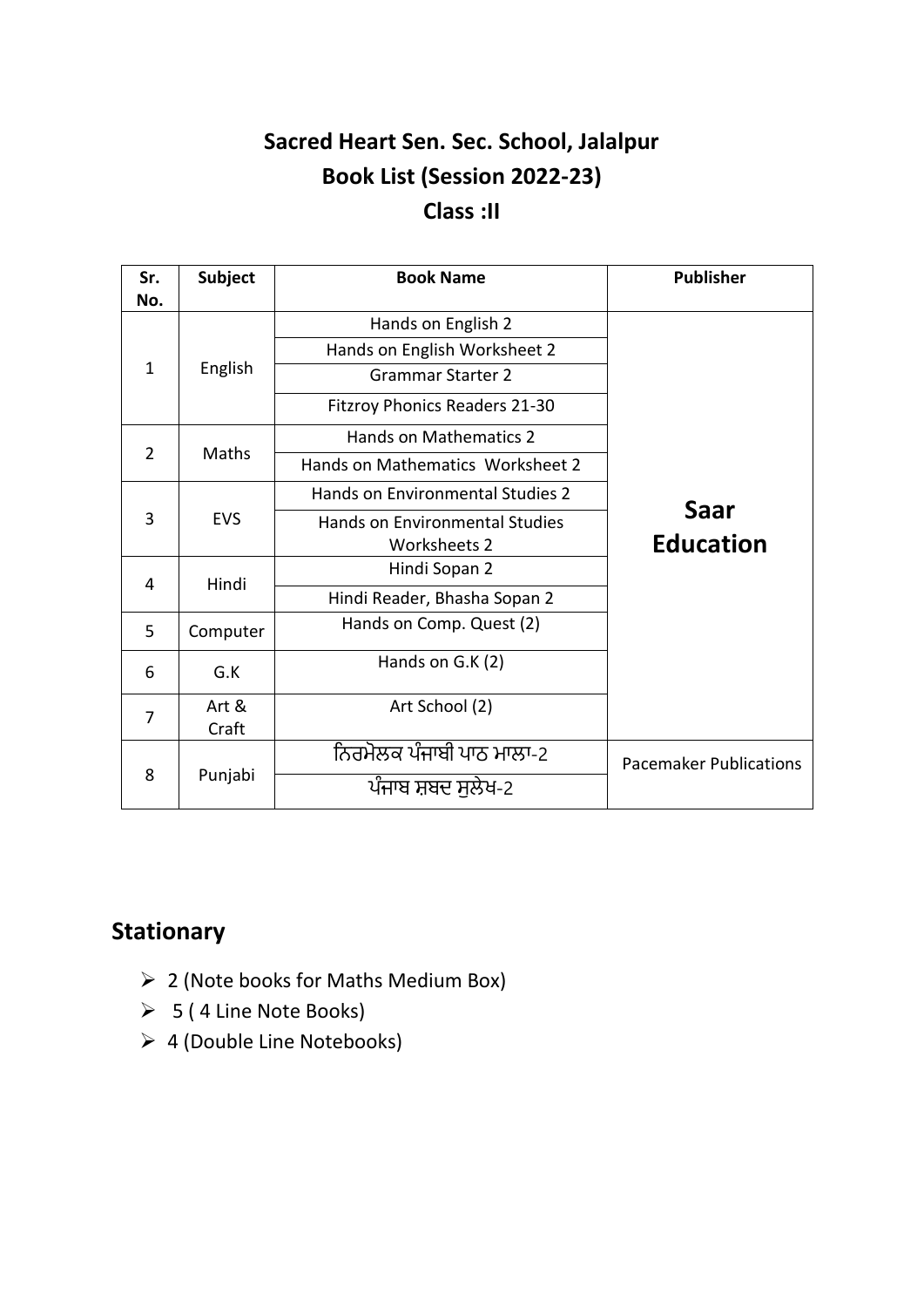# Sacred Heart Sen. Sec. School, Jalalpur
## Book List (Session 2022-23)
## Class :II

| Sr. No. | Subject | Book Name | Publisher |
|---|---|---|---|
| 1 | English | Hands on English 2 | Saar Education |
| | | Hands on English Worksheet 2 | |
| | | Grammar Starter 2 | |
| | | Fitzroy Phonics Readers 21-30 | |
| 2 | Maths | Hands on Mathematics 2 | |
| | | Hands on Mathematics Worksheet 2 | |
| 3 | EVS | Hands on Environmental Studies 2 | |
| | | Hands on Environmental Studies Worksheets 2 | |
| 4 | Hindi | Hindi Sopan 2 | |
| | | Hindi Reader, Bhasha Sopan 2 | |
| 5 | Computer | Hands on Comp. Quest (2) | |
| 6 | G.K | Hands on G.K (2) | |
| 7 | Art & Craft | Art School (2) | |
| 8 | Punjabi | ਨਿਰਮੋਲਕ ਪੰਜਾਬੀ ਪਾਠ ਮਾਲਾ-2 | Pacemaker Publications |
| | | ਪੰਜਾਬ ਸ਼ਬਦ ਸੁਲੇਖ-2 | |

## Stationary

- 2 (Note books for Maths Medium Box)
- 5 ( 4 Line Note Books)
- 4 (Double Line Notebooks)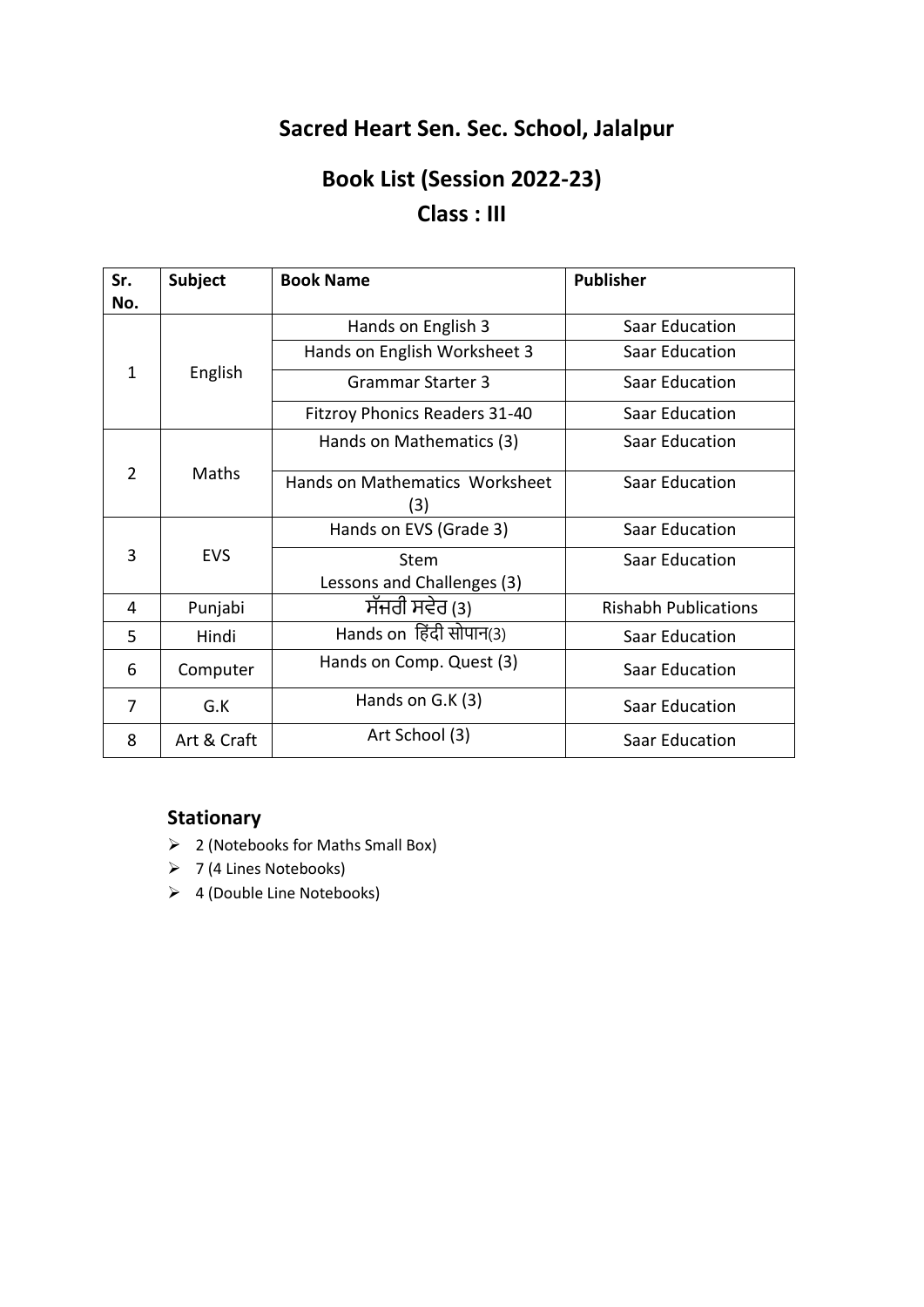# Sacred Heart Sen. Sec. School, Jalalpur

## Book List (Session 2022-23)

## Class : III

| Sr. No. | Subject | Book Name | Publisher |
|---|---|---|---|
| 1 | English | Hands on English 3 | Saar Education |
| | | Hands on English Worksheet 3 | Saar Education |
| | | Grammar Starter 3 | Saar Education |
| | | Fitzroy Phonics Readers 31-40 | Saar Education |
| 2 | Maths | Hands on Mathematics (3) | Saar Education |
| | | Hands on Mathematics Worksheet (3) | Saar Education |
| 3 | EVS | Hands on EVS (Grade 3) | Saar Education |
| | | Stem Lessons and Challenges (3) | Saar Education |
| 4 | Punjabi | ਸੱਜਰੀ ਸਵੇਰ (3) | Rishabh Publications |
| 5 | Hindi | Hands on हिंदी सोपान(3) | Saar Education |
| 6 | Computer | Hands on Comp. Quest (3) | Saar Education |
| 7 | G.K | Hands on G.K (3) | Saar Education |
| 8 | Art & Craft | Art School (3) | Saar Education |

### Stationary

- 2 (Notebooks for Maths Small Box)
- 7 (4 Lines Notebooks)
- 4 (Double Line Notebooks)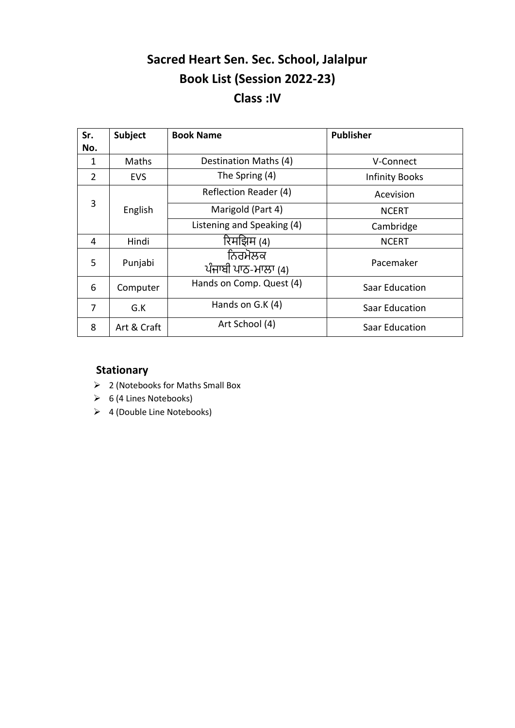# Sacred Heart Sen. Sec. School, Jalalpur
# Book List (Session 2022-23)
# Class :IV

| Sr. No. | Subject | Book Name | Publisher |
|---|---|---|---|
| 1 | Maths | Destination Maths (4) | V-Connect |
| 2 | EVS | The Spring (4) | Infinity Books |
| 3 | English | Reflection Reader (4) | Acevision |
| | | Marigold (Part 4) | NCERT |
| | | Listening and Speaking (4) | Cambridge |
| 4 | Hindi | रिमझिम (4) | NCERT |
| 5 | Punjabi | ਨਿਰਮੋਲਕ ਪੰਜਾਬੀ ਪਾਠ-ਮਾਲਾ (4) | Pacemaker |
| 6 | Computer | Hands on Comp. Quest (4) | Saar Education |
| 7 | G.K | Hands on G.K (4) | Saar Education |
| 8 | Art & Craft | Art School (4) | Saar Education |

## Stationary

- 2 (Notebooks for Maths Small Box
- 6 (4 Lines Notebooks)
- 4 (Double Line Notebooks)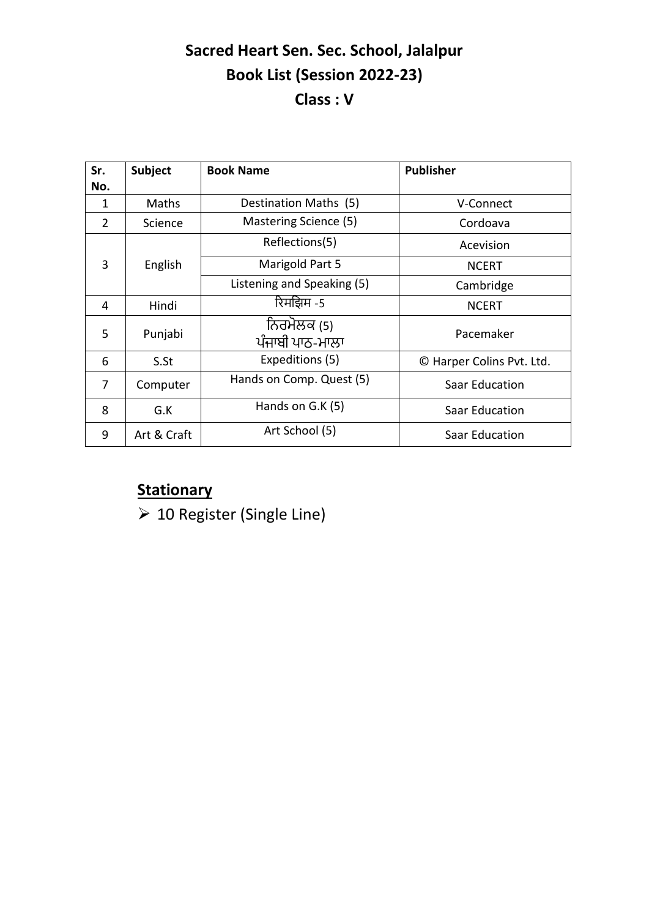# Sacred Heart Sen. Sec. School, Jalalpur

## Book List (Session 2022-23)

## Class : V

| Sr. No. | Subject | Book Name | Publisher |
|---|---|---|---|
| 1 | Maths | Destination Maths (5) | V-Connect |
| 2 | Science | Mastering Science (5) | Cordoava |
| 3 | English | Reflections(5) | Acevision |
| | | Marigold Part 5 | NCERT |
| | | Listening and Speaking (5) | Cambridge |
| 4 | Hindi | रिमझिम -5 | NCERT |
| 5 | Punjabi | ਨਿਰਮੋਲਕ (5) ਪੰਜਾਬੀ ਪਾਠ-ਮਾਲਾ | Pacemaker |
| 6 | S.St | Expeditions (5) | © Harper Colins Pvt. Ltd. |
| 7 | Computer | Hands on Comp. Quest (5) | Saar Education |
| 8 | G.K | Hands on G.K (5) | Saar Education |
| 9 | Art & Craft | Art School (5) | Saar Education |

## Stationary

- 10 Register (Single Line)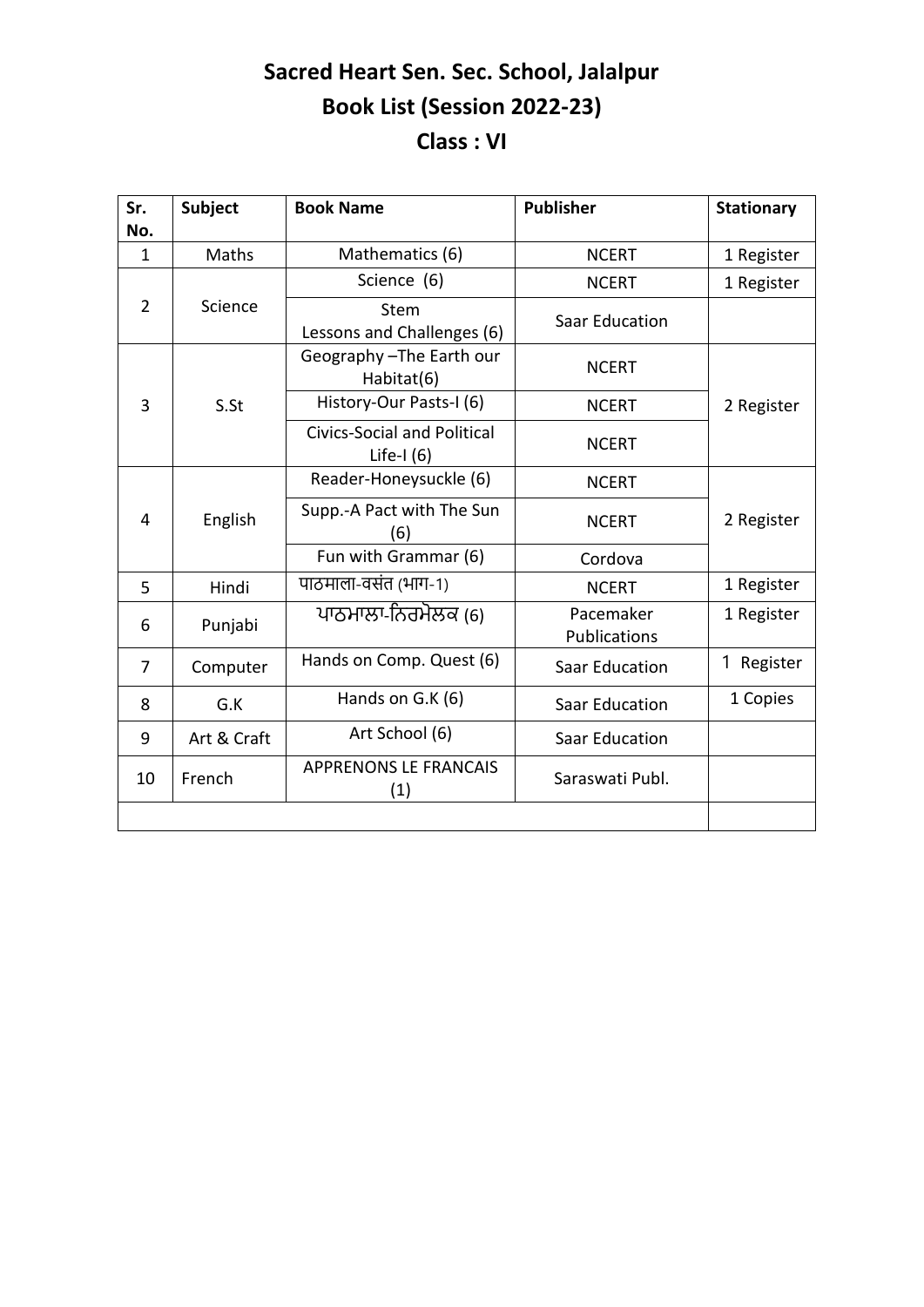# Sacred Heart Sen. Sec. School, Jalalpur
## Book List (Session 2022-23)
## Class : VI

| Sr. No. | Subject | Book Name | Publisher | Stationary |
|---|---|---|---|---|
| 1 | Maths | Mathematics (6) | NCERT | 1 Register |
| 2 | Science | Science (6) | NCERT | 1 Register |
| | | Stem Lessons and Challenges (6) | Saar Education | |
| 3 | S.St | Geography –The Earth our Habitat(6) | NCERT | 2 Register |
| | | History-Our Pasts-I (6) | NCERT | |
| | | Civics-Social and Political Life-I (6) | NCERT | |
| 4 | English | Reader-Honeysuckle (6) | NCERT | 2 Register |
| | | Supp.-A Pact with The Sun (6) | NCERT | |
| | | Fun with Grammar (6) | Cordova | |
| 5 | Hindi | पाठमाला-वसंत (भाग-1) | NCERT | 1 Register |
| 6 | Punjabi | ਪਾਠਮਾਲਾ-ਨਿਰਮੋਲਕ (6) | Pacemaker Publications | 1 Register |
| 7 | Computer | Hands on Comp. Quest (6) | Saar Education | 1 Register |
| 8 | G.K | Hands on G.K (6) | Saar Education | 1 Copies |
| 9 | Art & Craft | Art School (6) | Saar Education | |
| 10 | French | APPRENONS LE FRANCAIS (1) | Saraswati Publ. | |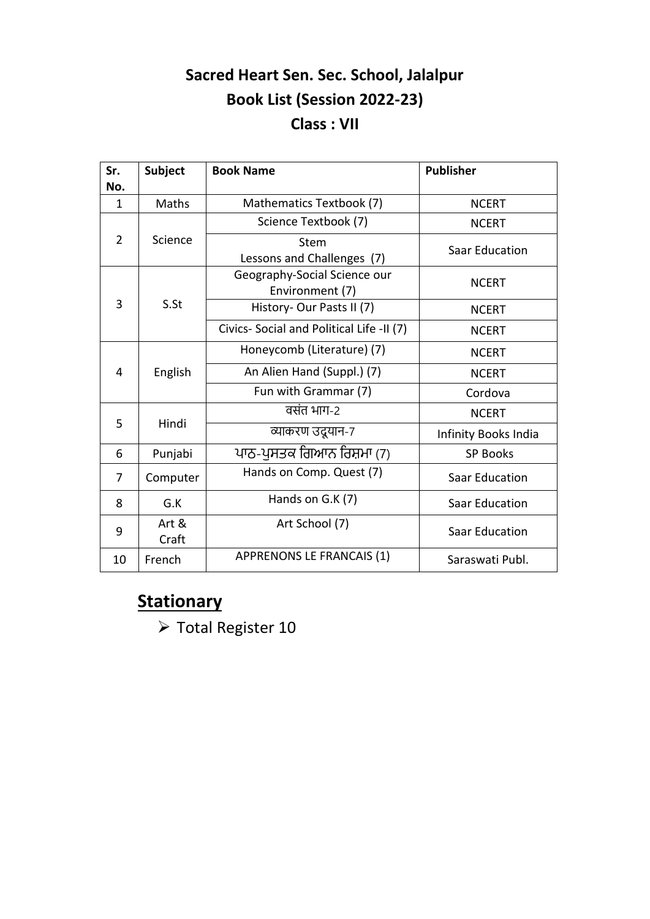# Sacred Heart Sen. Sec. School, Jalalpur

## Book List (Session 2022-23)

## Class : VII

| Sr. No. | Subject | Book Name | Publisher |
|---|---|---|---|
| 1 | Maths | Mathematics Textbook (7) | NCERT |
| 2 | Science | Science Textbook (7) | NCERT |
| | | Stem Lessons and Challenges (7) | Saar Education |
| 3 | S.St | Geography-Social Science our Environment (7) | NCERT |
| | | History- Our Pasts II (7) | NCERT |
| | | Civics- Social and Political Life -II (7) | NCERT |
| 4 | English | Honeycomb (Literature) (7) | NCERT |
| | | An Alien Hand (Suppl.) (7) | NCERT |
| | | Fun with Grammar (7) | Cordova |
| 5 | Hindi | वसंत भाग-2 | NCERT |
| | | व्याकरण उदूयान-7 | Infinity Books India |
| 6 | Punjabi | ਪਾਠ-ਪੁਸਤਕ ਗਿਆਨ ਰਿਸ਼ਮਾ (7) | SP Books |
| 7 | Computer | Hands on Comp. Quest (7) | Saar Education |
| 8 | G.K | Hands on G.K (7) | Saar Education |
| 9 | Art & Craft | Art School (7) | Saar Education |
| 10 | French | APPRENONS LE FRANCAIS (1) | Saraswati Publ. |

## Stationary

- Total Register 10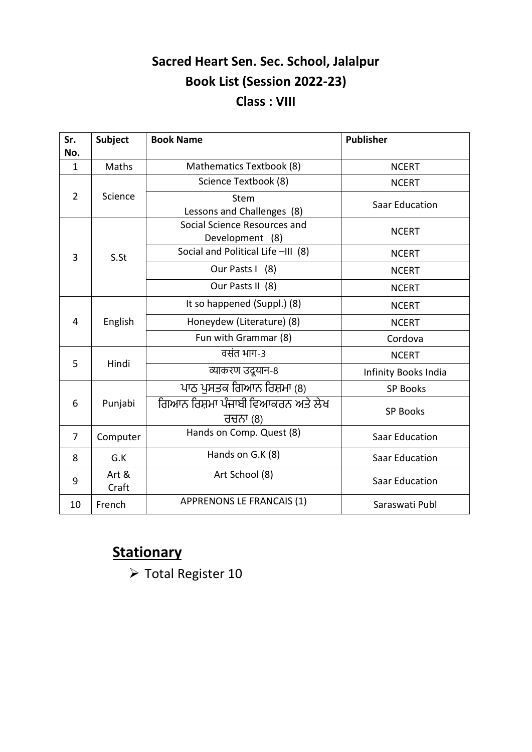# Sacred Heart Sen. Sec. School, Jalalpur
# Book List (Session 2022-23)
# Class : VIII

| Sr. No. | Subject | Book Name | Publisher |
|---|---|---|---|
| 1 | Maths | Mathematics Textbook (8) | NCERT |
| 2 | Science | Science Textbook (8) | NCERT |
| | | Stem Lessons and Challenges (8) | Saar Education |
| 3 | S.St | Social Science Resources and Development (8) | NCERT |
| | | Social and Political Life –III (8) | NCERT |
| | | Our Pasts I (8) | NCERT |
| | | Our Pasts II (8) | NCERT |
| 4 | English | It so happened (Suppl.) (8) | NCERT |
| | | Honeydew (Literature) (8) | NCERT |
| | | Fun with Grammar (8) | Cordova |
| 5 | Hindi | वसंत भाग-3 | NCERT |
| | | व्याकरण उदूयान-8 | Infinity Books India |
| 6 | Punjabi | ਪਾਠ ਪੁਸਤਕ ਗਿਆਨ ਰਿਸ਼ਮਾ (8) | SP Books |
| | | ਗਿਆਨ ਰਿਸ਼ਮਾ ਪੰਜਾਬੀ ਵਿਆਕਰਨ ਅਤੇ ਲੇਖ ਰਚਨਾ (8) | SP Books |
| 7 | Computer | Hands on Comp. Quest (8) | Saar Education |
| 8 | G.K | Hands on G.K (8) | Saar Education |
| 9 | Art & Craft | Art School (8) | Saar Education |
| 10 | French | APPRENONS LE FRANCAIS (1) | Saraswati Publ |

## Stationary

- Total Register 10